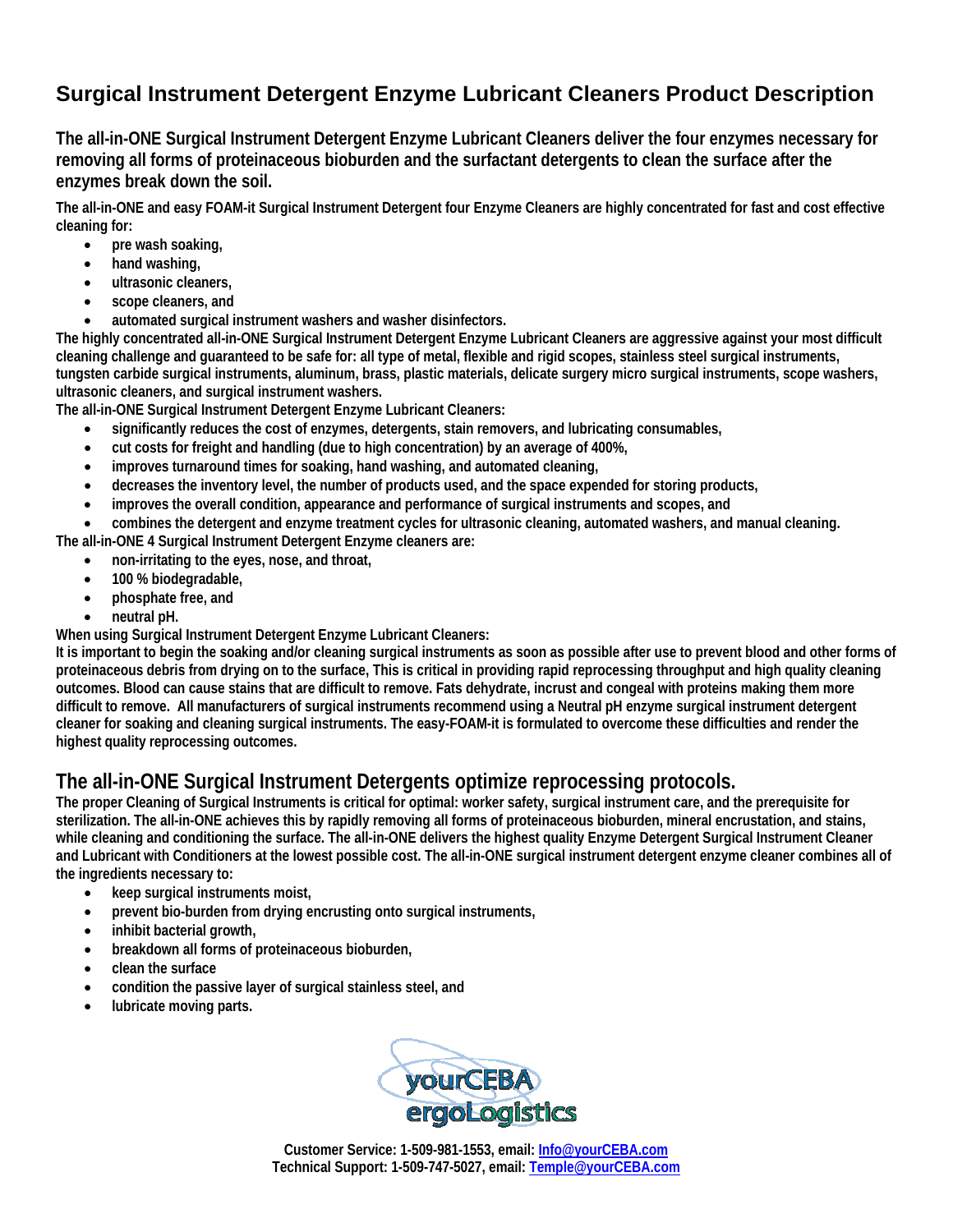# Surgical Instrument Detergent Enzyme Lubricant Cleaners Product Description

### The all-in-ONE Surgical Instrument Detergent Enzyme Lubricant Cleaners deliver the four enzymes necessary for removing all forms of proteinaceous bioburden and the surfactant detergents to clean the surface after the enzymes break down the soil.

**The all-in-ONE and easy FOAM-it Surgical Instrument Detergent four Enzyme Cleaners are highly concentrated for fast and cost effective cleaning for:**

- **pre wash soaking,**
- **hand washing,**
- **ultrasonic cleaners,**
- **scope cleaners, and**
- **automated surgical instrument washers and washer disinfectors.**

**The highly concentrated all-in-ONE Surgical Instrument Detergent Enzyme Lubricant Cleaners are aggressive against your most difficult cleaning challenge and guaranteed to be safe for: all type of metal, flexible and rigid scopes, stainless steel surgical instruments, tungsten carbide surgical instruments, aluminum, brass, plastic materials, delicate surgery micro surgical instruments, scope washers, ultrasonic cleaners, and surgical instrument washers.**

**The all-in-ONE Surgical Instrument Detergent Enzyme Lubricant Cleaners:**

- **significantly reduces the cost of enzymes, detergents, stain removers, and lubricating consumables,**
- **cut costs for freight and handling (due to high concentration) by an average of 400%,**
- **improves turnaround times for soaking, hand washing, and automated cleaning,**
- **decreases the inventory level, the number of products used, and the space expended for storing products,**
- **improves the overall condition, appearance and performance of surgical instruments and scopes, and**
- **combines the detergent and enzyme treatment cycles for ultrasonic cleaning, automated washers, and manual cleaning.**

**The all-in-ONE 4 Surgical Instrument Detergent Enzyme cleaners are:**

- **non-irritating to the eyes, nose, and throat,**
- **100 % biodegradable,**
- **phosphate free, and**
- **neutral pH.**

**When using Surgical Instrument Detergent Enzyme Lubricant Cleaners:**

**It is important to begin the soaking and/or cleaning surgical instruments as soon as possible after use to prevent blood and other forms of proteinaceous debris from drying on to the surface, This is critical in providing rapid reprocessing throughput and high quality cleaning outcomes. Blood can cause stains that are difficult to remove. Fats dehydrate, incrust and congeal with proteins making them more difficult to remove. All manufacturers of surgical instruments recommend using a Neutral pH enzyme surgical instrument detergent cleaner for soaking and cleaning surgical instruments. The easy-FOAM-it is formulated to overcome these difficulties and render the highest quality reprocessing outcomes.**

## The all-in-ONE Surgical Instrument Detergents optimize reprocessing protocols.

**The proper Cleaning of Surgical Instruments is critical for optimal: worker safety, surgical instrument care, and the prerequisite for sterilization. The all-in-ONE achieves this by rapidly removing all forms of proteinaceous bioburden, mineral encrustation, and stains, while cleaning and conditioning the surface. The all-in-ONE delivers the highest quality Enzyme Detergent Surgical Instrument Cleaner and Lubricant with Conditioners at the lowest possible cost. The all-in-ONE surgical instrument detergent enzyme cleaner combines all of the ingredients necessary to:**

- **keep surgical instruments moist,**
- **prevent bio-burden from drying encrusting onto surgical instruments,**
- **inhibit bacterial growth,**
- **breakdown all forms of proteinaceous bioburden,**
- **clean the surface**
- **condition the passive layer of surgical stainless steel, and**
- **lubricate moving parts.**

yourCEBA
ergoLogistics

**Customer Service: 1-509-981-1553, email: Info@yourCEBA.com**
**Technical Support: 1-509-747-5027, email: Temple@yourCEBA.com**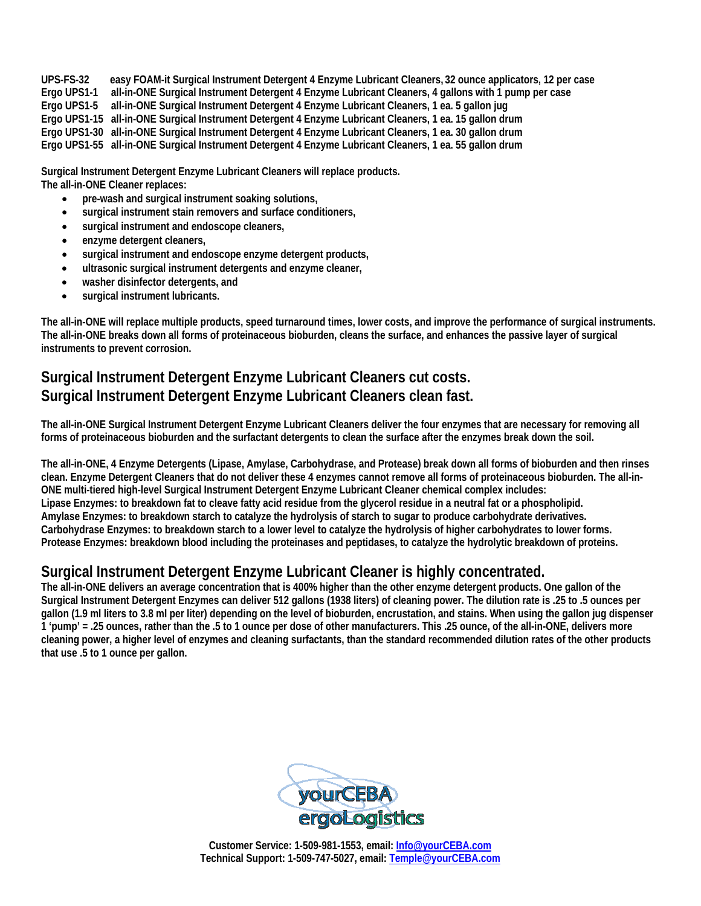**UPS-FS-32** easy FOAM-it Surgical Instrument Detergent 4 Enzyme Lubricant Cleaners, 32 ounce applicators, 12 per case
**Ergo UPS1-1** all-in-ONE Surgical Instrument Detergent 4 Enzyme Lubricant Cleaners, 4 gallons with 1 pump per case
**Ergo UPS1-5** all-in-ONE Surgical Instrument Detergent 4 Enzyme Lubricant Cleaners, 1 ea. 5 gallon jug
**Ergo UPS1-15** all-in-ONE Surgical Instrument Detergent 4 Enzyme Lubricant Cleaners, 1 ea. 15 gallon drum
**Ergo UPS1-30** all-in-ONE Surgical Instrument Detergent 4 Enzyme Lubricant Cleaners, 1 ea. 30 gallon drum
**Ergo UPS1-55** all-in-ONE Surgical Instrument Detergent 4 Enzyme Lubricant Cleaners, 1 ea. 55 gallon drum

**Surgical Instrument Detergent Enzyme Lubricant Cleaners will replace products.**
**The all-in-ONE Cleaner replaces:**

- pre-wash and surgical instrument soaking solutions,
- surgical instrument stain removers and surface conditioners,
- surgical instrument and endoscope cleaners,
- enzyme detergent cleaners,
- surgical instrument and endoscope enzyme detergent products,
- ultrasonic surgical instrument detergents and enzyme cleaner,
- washer disinfector detergents, and
- surgical instrument lubricants.

The all-in-ONE will replace multiple products, speed turnaround times, lower costs, and improve the performance of surgical instruments. The all-in-ONE breaks down all forms of proteinaceous bioburden, cleans the surface, and enhances the passive layer of surgical instruments to prevent corrosion.

## Surgical Instrument Detergent Enzyme Lubricant Cleaners cut costs.
## Surgical Instrument Detergent Enzyme Lubricant Cleaners clean fast.

The all-in-ONE Surgical Instrument Detergent Enzyme Lubricant Cleaners deliver the four enzymes that are necessary for removing all forms of proteinaceous bioburden and the surfactant detergents to clean the surface after the enzymes break down the soil.

The all-in-ONE, 4 Enzyme Detergents (Lipase, Amylase, Carbohydrase, and Protease) break down all forms of bioburden and then rinses clean. Enzyme Detergent Cleaners that do not deliver these 4 enzymes cannot remove all forms of proteinaceous bioburden. The all-in-ONE multi-tiered high-level Surgical Instrument Detergent Enzyme Lubricant Cleaner chemical complex includes:
Lipase Enzymes: to breakdown fat to cleave fatty acid residue from the glycerol residue in a neutral fat or a phospholipid.
Amylase Enzymes: to breakdown starch to catalyze the hydrolysis of starch to sugar to produce carbohydrate derivatives.
Carbohydrase Enzymes: to breakdown starch to a lower level to catalyze the hydrolysis of higher carbohydrates to lower forms.
Protease Enzymes: breakdown blood including the proteinases and peptidases, to catalyze the hydrolytic breakdown of proteins.

## Surgical Instrument Detergent Enzyme Lubricant Cleaner is highly concentrated.

The all-in-ONE delivers an average concentration that is 400% higher than the other enzyme detergent products. One gallon of the Surgical Instrument Detergent Enzymes can deliver 512 gallons (1938 liters) of cleaning power. The dilution rate is .25 to .5 ounces per gallon (1.9 ml liters to 3.8 ml per liter) depending on the level of bioburden, encrustation, and stains. When using the gallon jug dispenser 1 'pump' = .25 ounces, rather than the .5 to 1 ounce per dose of other manufacturers. This .25 ounce, of the all-in-ONE, delivers more cleaning power, a higher level of enzymes and cleaning surfactants, than the standard recommended dilution rates of the other products that use .5 to 1 ounce per gallon.

yourCEBA ergoLogistics

Customer Service: 1-509-981-1553, email: Info@yourCEBA.com
Technical Support: 1-509-747-5027, email: Temple@yourCEBA.com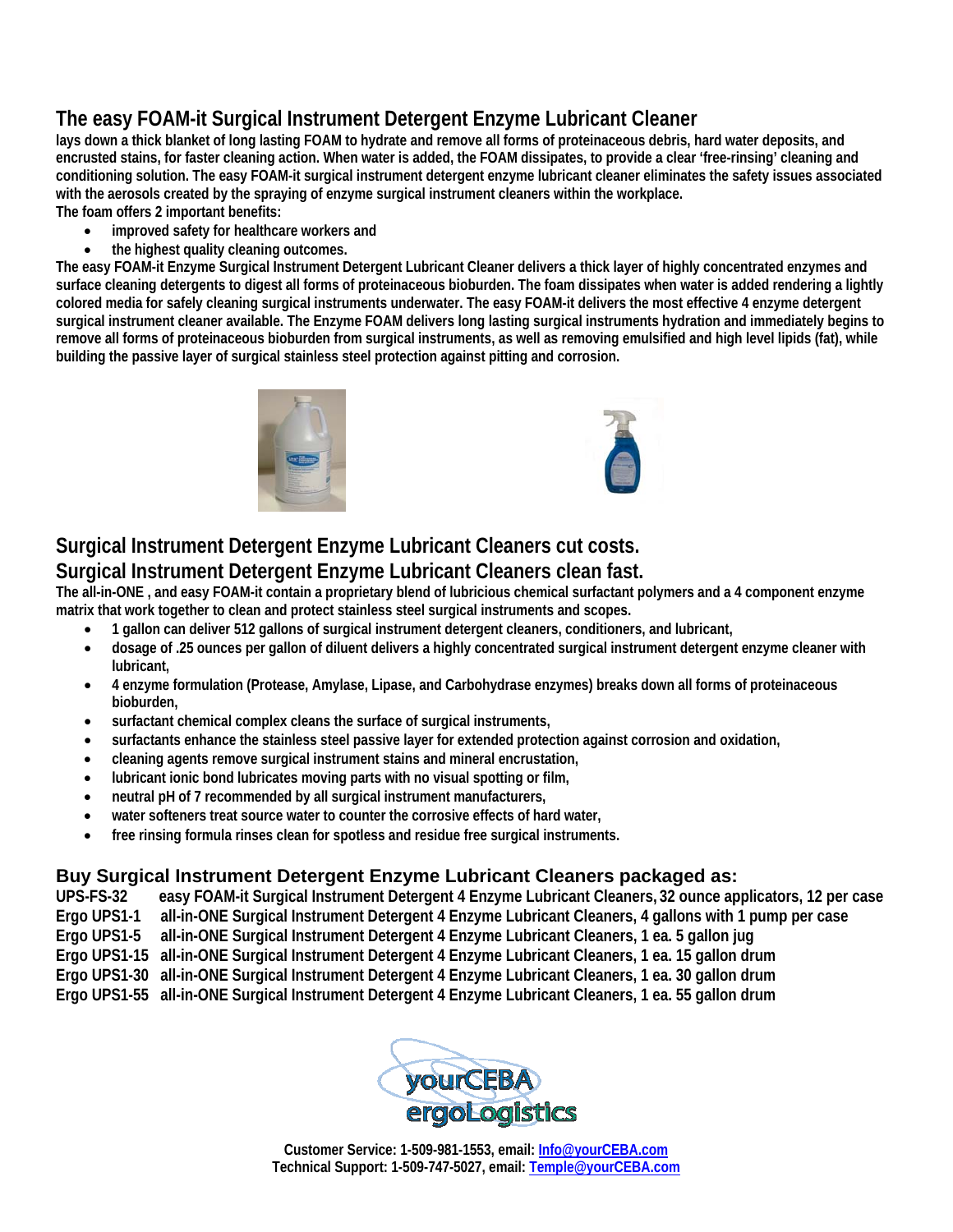## The easy FOAM-it Surgical Instrument Detergent Enzyme Lubricant Cleaner

**lays down a thick blanket of long lasting FOAM to hydrate and remove all forms of proteinaceous debris, hard water deposits, and encrusted stains, for faster cleaning action. When water is added, the FOAM dissipates, to provide a clear 'free-rinsing' cleaning and conditioning solution. The easy FOAM-it surgical instrument detergent enzyme lubricant cleaner eliminates the safety issues associated with the aerosols created by the spraying of enzyme surgical instrument cleaners within the workplace.**

**The foam offers 2 important benefits:**

- **improved safety for healthcare workers and**
- **the highest quality cleaning outcomes.**

**The easy FOAM-it Enzyme Surgical Instrument Detergent Lubricant Cleaner delivers a thick layer of highly concentrated enzymes and surface cleaning detergents to digest all forms of proteinaceous bioburden. The foam dissipates when water is added rendering a lightly colored media for safely cleaning surgical instruments underwater. The easy FOAM-it delivers the most effective 4 enzyme detergent surgical instrument cleaner available. The Enzyme FOAM delivers long lasting surgical instruments hydration and immediately begins to remove all forms of proteinaceous bioburden from surgical instruments, as well as removing emulsified and high level lipids (fat), while building the passive layer of surgical stainless steel protection against pitting and corrosion.**

## Surgical Instrument Detergent Enzyme Lubricant Cleaners cut costs.
## Surgical Instrument Detergent Enzyme Lubricant Cleaners clean fast.

**The all-in-ONE , and easy FOAM-it contain a proprietary blend of lubricious chemical surfactant polymers and a 4 component enzyme matrix that work together to clean and protect stainless steel surgical instruments and scopes.**

- **1 gallon can deliver 512 gallons of surgical instrument detergent cleaners, conditioners, and lubricant,**
- **dosage of .25 ounces per gallon of diluent delivers a highly concentrated surgical instrument detergent enzyme cleaner with lubricant,**
- **4 enzyme formulation (Protease, Amylase, Lipase, and Carbohydrase enzymes) breaks down all forms of proteinaceous bioburden,**
- **surfactant chemical complex cleans the surface of surgical instruments,**
- **surfactants enhance the stainless steel passive layer for extended protection against corrosion and oxidation,**
- **cleaning agents remove surgical instrument stains and mineral encrustation,**
- **lubricant ionic bond lubricates moving parts with no visual spotting or film,**
- **neutral pH of 7 recommended by all surgical instrument manufacturers,**
- **water softeners treat source water to counter the corrosive effects of hard water,**
- **free rinsing formula rinses clean for spotless and residue free surgical instruments.**

### Buy Surgical Instrument Detergent Enzyme Lubricant Cleaners packaged as:

| | |
|---|---|
| **UPS-FS-32** | **easy FOAM-it Surgical Instrument Detergent 4 Enzyme Lubricant Cleaners, 32 ounce applicators, 12 per case** |
| **Ergo UPS1-1** | **all-in-ONE Surgical Instrument Detergent 4 Enzyme Lubricant Cleaners, 4 gallons with 1 pump per case** |
| **Ergo UPS1-5** | **all-in-ONE Surgical Instrument Detergent 4 Enzyme Lubricant Cleaners, 1 ea. 5 gallon jug** |
| **Ergo UPS1-15** | **all-in-ONE Surgical Instrument Detergent 4 Enzyme Lubricant Cleaners, 1 ea. 15 gallon drum** |
| **Ergo UPS1-30** | **all-in-ONE Surgical Instrument Detergent 4 Enzyme Lubricant Cleaners, 1 ea. 30 gallon drum** |
| **Ergo UPS1-55** | **all-in-ONE Surgical Instrument Detergent 4 Enzyme Lubricant Cleaners, 1 ea. 55 gallon drum** |

yourCEBA ergoLogistics

**Customer Service: 1-509-981-1553, email: Info@yourCEBA.com**
**Technical Support: 1-509-747-5027, email: Temple@yourCEBA.com**